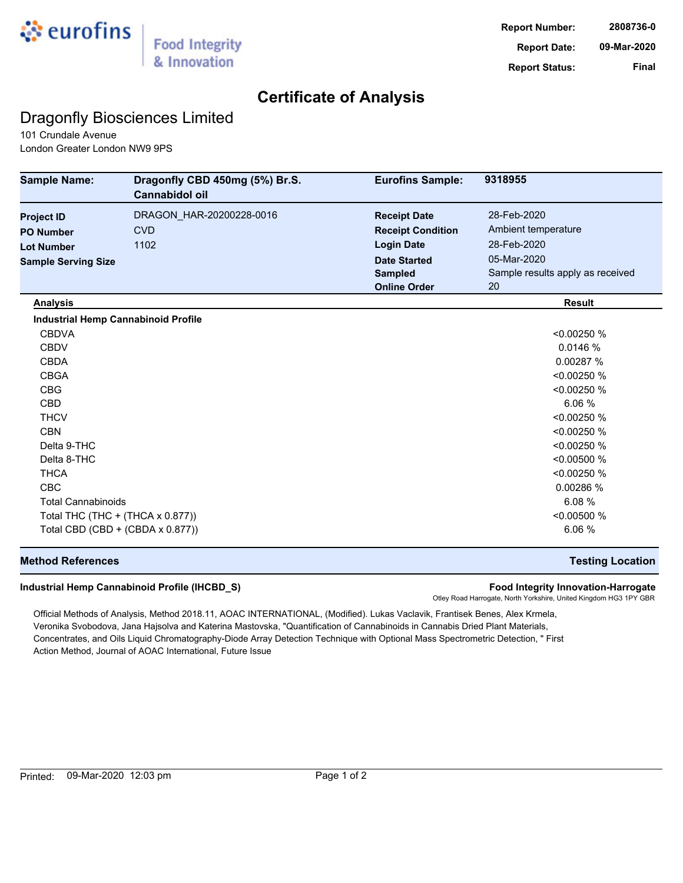eurofins | Food Integrity & Innovation

| | |
|---|---|
| **Report Number:** | **2808736-0** |
| **Report Date:** | **09-Mar-2020** |
| **Report Status:** | **Final** |

# Certificate of Analysis

## Dragonfly Biosciences Limited

101 Crundale Avenue
London Greater London NW9 9PS

| | | | |
|---|---|---|---|
| **Sample Name:** | **Dragonfly CBD 450mg (5%) Br.S. Cannabidol oil** | **Eurofins Sample:** | **9318955** |
| **Project ID** | DRAGON_HAR-20200228-0016 | **Receipt Date** | 28-Feb-2020 |
| **PO Number** | CVD | **Receipt Condition** | Ambient temperature |
| **Lot Number** | 1102 | **Login Date** | 28-Feb-2020 |
| **Sample Serving Size** | | **Date Started** | 05-Mar-2020 |
| | | **Sampled** | Sample results apply as received |
| | | **Online Order** | 20 |

| Analysis | Result |
|---|---|
| **Industrial Hemp Cannabinoid Profile** | |
| CBDVA | <0.00250 % |
| CBDV | 0.0146 % |
| CBDA | 0.00287 % |
| CBGA | <0.00250 % |
| CBG | <0.00250 % |
| CBD | 6.06 % |
| THCV | <0.00250 % |
| CBN | <0.00250 % |
| Delta 9-THC | <0.00250 % |
| Delta 8-THC | <0.00500 % |
| THCA | <0.00250 % |
| CBC | 0.00286 % |
| Total Cannabinoids | 6.08 % |
| Total THC (THC + (THCA x 0.877)) | <0.00500 % |
| Total CBD (CBD + (CBDA x 0.877)) | 6.06 % |

| Method References | Testing Location |
|---|---|
| **Industrial Hemp Cannabinoid Profile (IHCBD_S)** | **Food Integrity Innovation-Harrogate** Otley Road Harrogate, North Yorkshire, United Kingdom HG3 1PY GBR |

Official Methods of Analysis, Method 2018.11, AOAC INTERNATIONAL, (Modified). Lukas Vaclavik, Frantisek Benes, Alex Krmela, Veronika Svobodova, Jana Hajslova and Katerina Mastovska, "Quantification of Cannabinoids in Cannabis Dried Plant Materials, Concentrates, and Oils Liquid Chromatography-Diode Array Detection Technique with Optional Mass Spectrometric Detection, " First Action Method, Journal of AOAC International, Future Issue

Printed: 09-Mar-2020 12:03 pm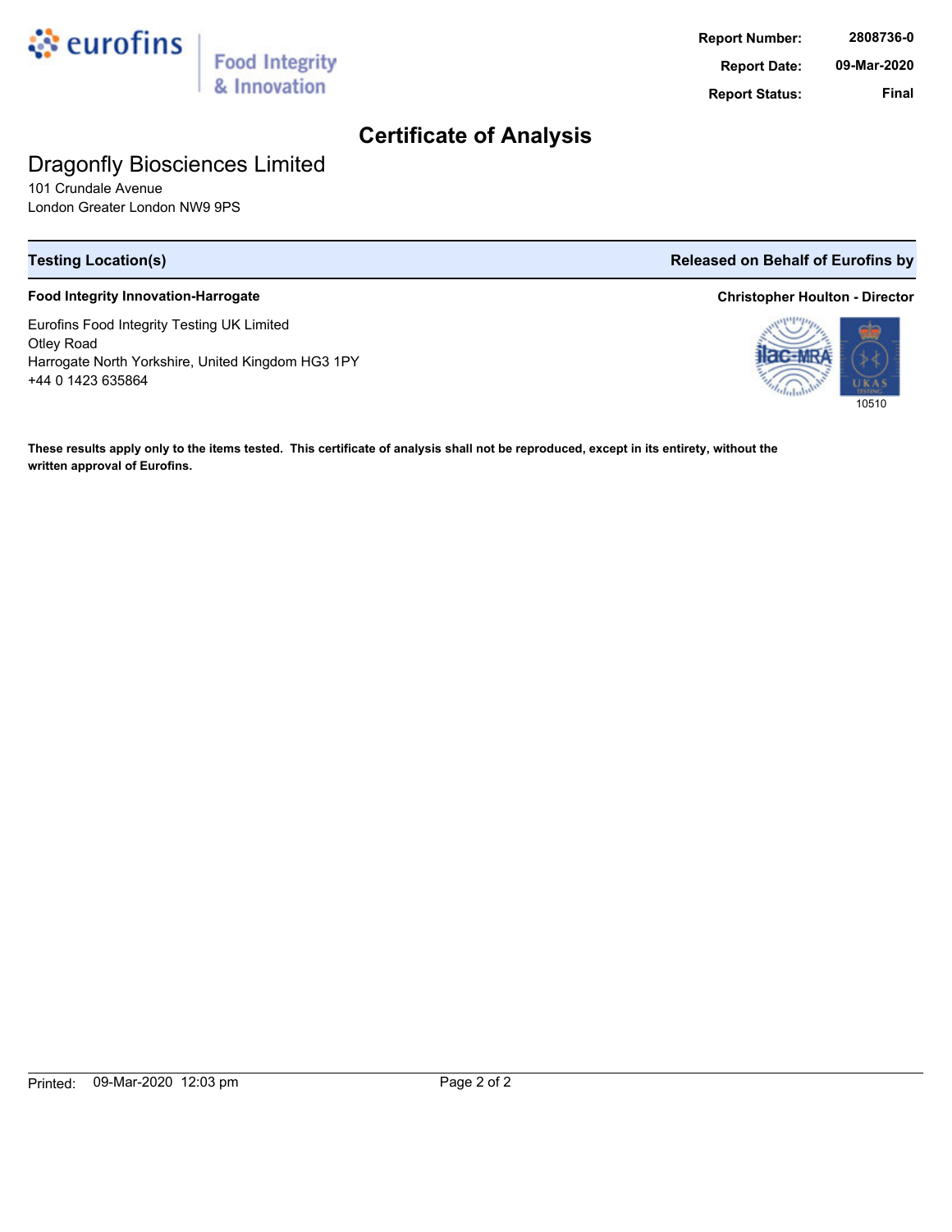**Report Number:** 2808736-0
**Report Date:** 09-Mar-2020
**Report Status:** Final

# Certificate of Analysis

## Dragonfly Biosciences Limited

101 Crundale Avenue
London Greater London NW9 9PS

| Testing Location(s) | Released on Behalf of Eurofins by |
| --- | --- |
| **Food Integrity Innovation-Harrogate** | **Christopher Houlton - Director** |

Eurofins Food Integrity Testing UK Limited
Otley Road
Harrogate North Yorkshire, United Kingdom HG3 1PY
+44 0 1423 635864

10510

**These results apply only to the items tested. This certificate of analysis shall not be reproduced, except in its entirety, without the written approval of Eurofins.**

Printed: 09-Mar-2020 12:03 pm